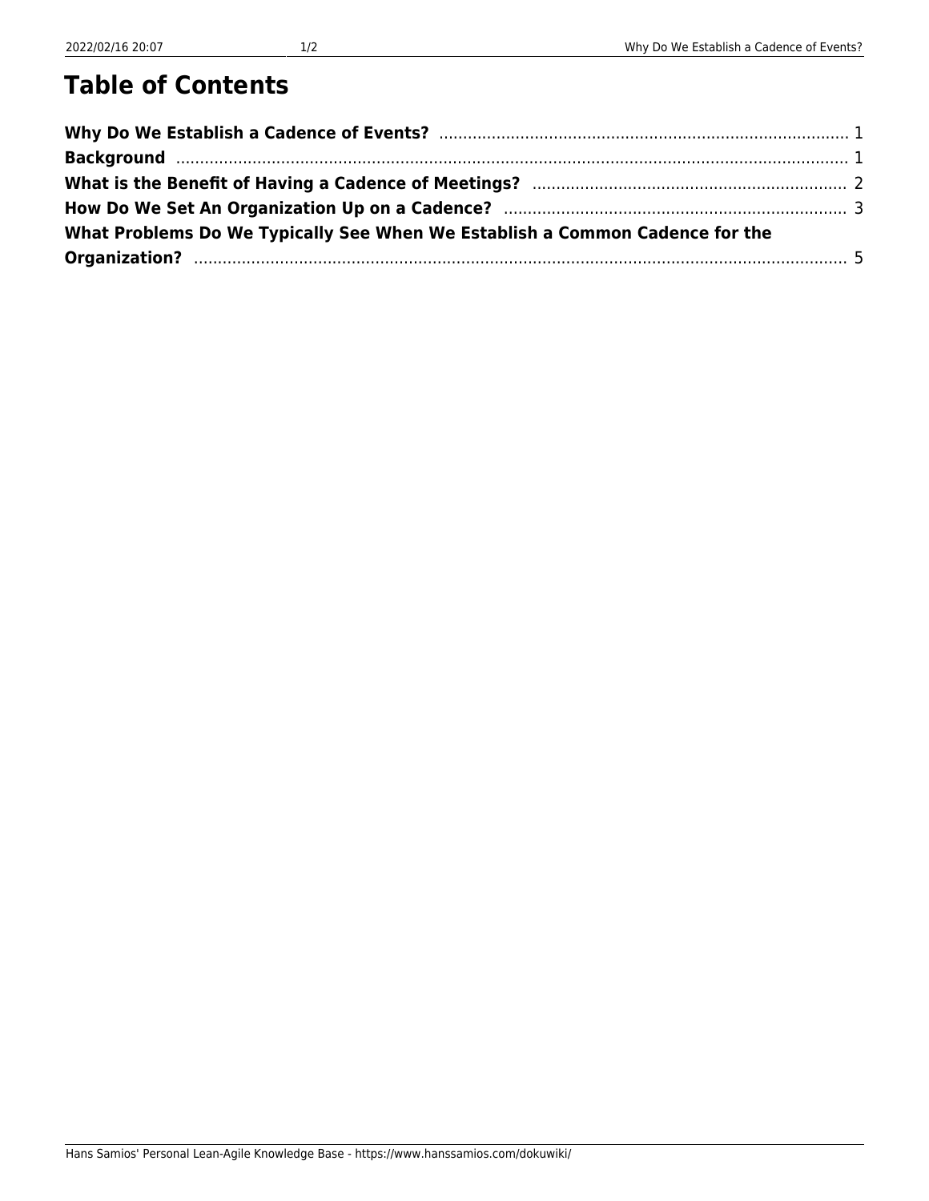# Table of Contents

**Why Do We Establish a Cadence of Events?** ..... 1

**Background** ..... 1

**What is the Benefit of Having a Cadence of Meetings?** ..... 2

**How Do We Set An Organization Up on a Cadence?** ..... 3

**What Problems Do We Typically See When We Establish a Common Cadence for the Organization?** ..... 5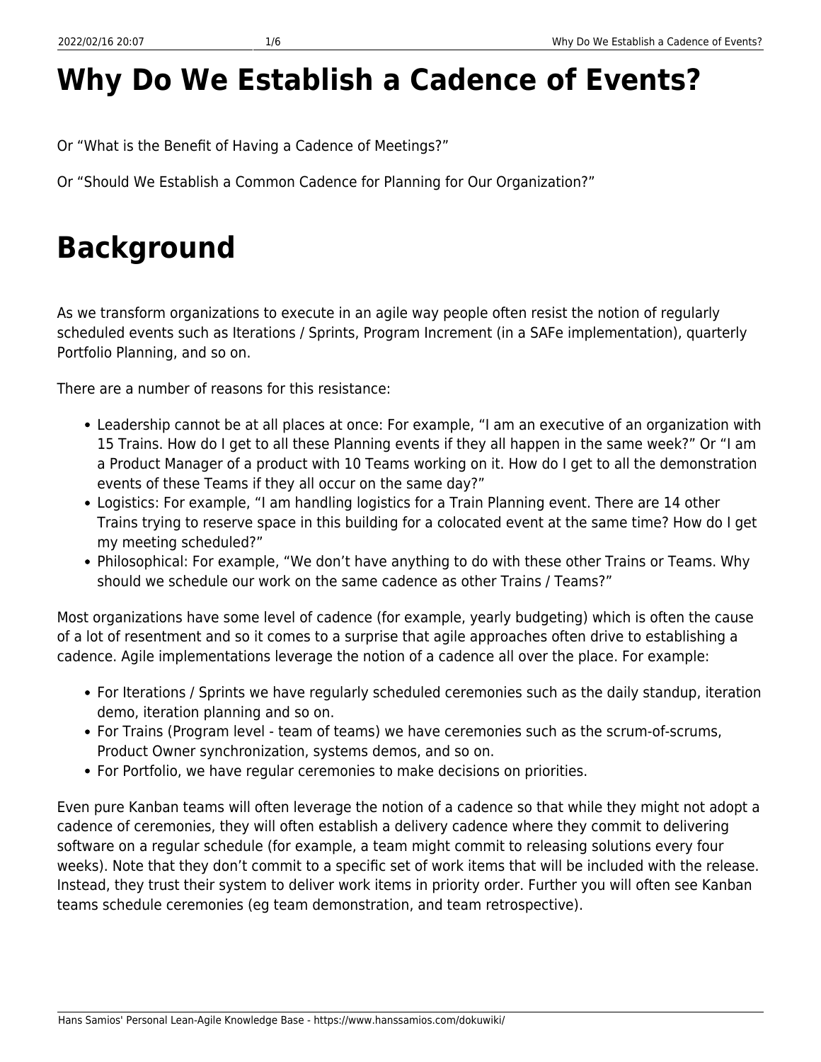# Why Do We Establish a Cadence of Events?

Or “What is the Benefit of Having a Cadence of Meetings?”

Or “Should We Establish a Common Cadence for Planning for Our Organization?”

# Background

As we transform organizations to execute in an agile way people often resist the notion of regularly scheduled events such as Iterations / Sprints, Program Increment (in a SAFe implementation), quarterly Portfolio Planning, and so on.

There are a number of reasons for this resistance:

- Leadership cannot be at all places at once: For example, “I am an executive of an organization with 15 Trains. How do I get to all these Planning events if they all happen in the same week?” Or “I am a Product Manager of a product with 10 Teams working on it. How do I get to all the demonstration events of these Teams if they all occur on the same day?”
- Logistics: For example, “I am handling logistics for a Train Planning event. There are 14 other Trains trying to reserve space in this building for a colocated event at the same time? How do I get my meeting scheduled?”
- Philosophical: For example, “We don’t have anything to do with these other Trains or Teams. Why should we schedule our work on the same cadence as other Trains / Teams?”

Most organizations have some level of cadence (for example, yearly budgeting) which is often the cause of a lot of resentment and so it comes to a surprise that agile approaches often drive to establishing a cadence. Agile implementations leverage the notion of a cadence all over the place. For example:

- For Iterations / Sprints we have regularly scheduled ceremonies such as the daily standup, iteration demo, iteration planning and so on.
- For Trains (Program level - team of teams) we have ceremonies such as the scrum-of-scrums, Product Owner synchronization, systems demos, and so on.
- For Portfolio, we have regular ceremonies to make decisions on priorities.

Even pure Kanban teams will often leverage the notion of a cadence so that while they might not adopt a cadence of ceremonies, they will often establish a delivery cadence where they commit to delivering software on a regular schedule (for example, a team might commit to releasing solutions every four weeks). Note that they don’t commit to a specific set of work items that will be included with the release. Instead, they trust their system to deliver work items in priority order. Further you will often see Kanban teams schedule ceremonies (eg team demonstration, and team retrospective).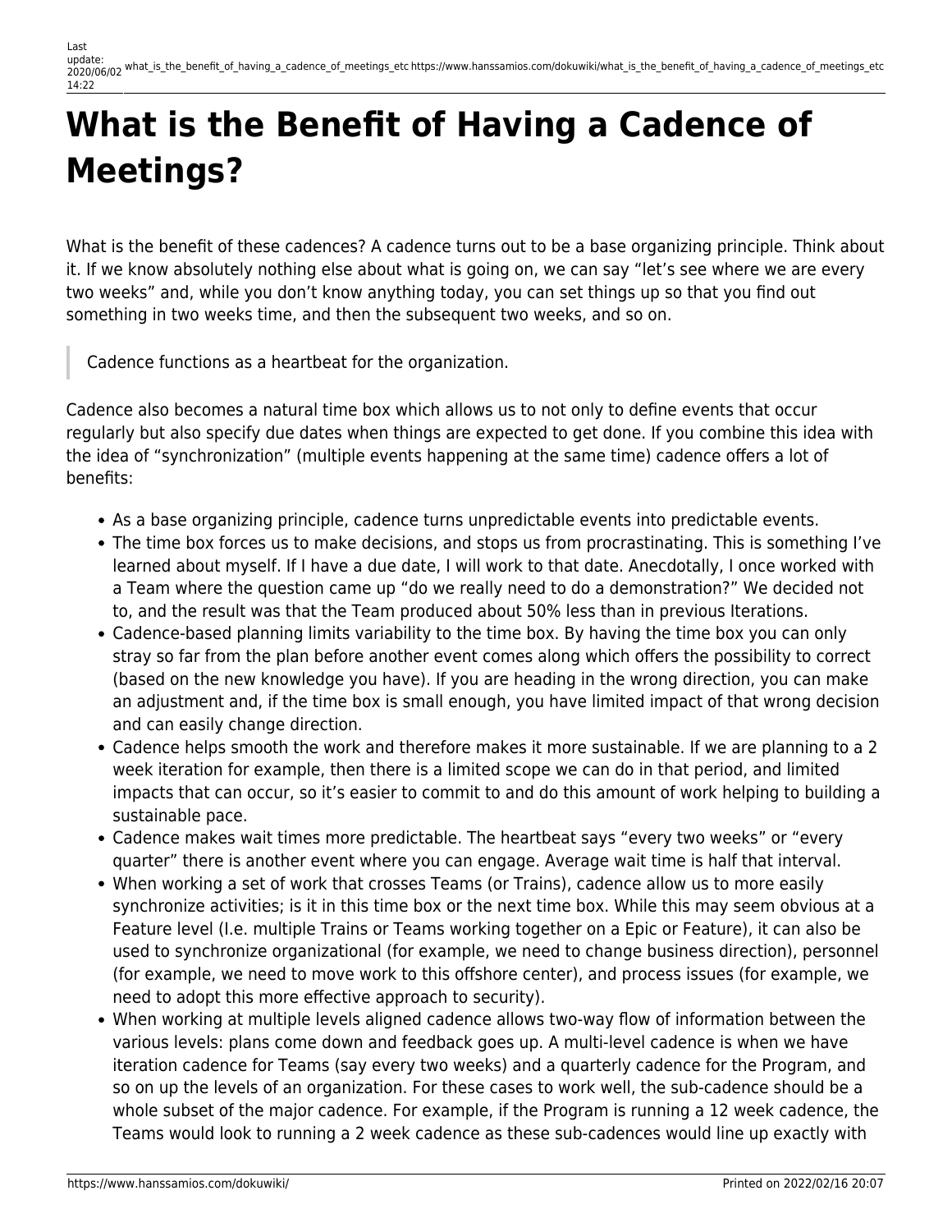# What is the Benefit of Having a Cadence of Meetings?

What is the benefit of these cadences? A cadence turns out to be a base organizing principle. Think about it. If we know absolutely nothing else about what is going on, we can say “let’s see where we are every two weeks” and, while you don’t know anything today, you can set things up so that you find out something in two weeks time, and then the subsequent two weeks, and so on.

> Cadence functions as a heartbeat for the organization.

Cadence also becomes a natural time box which allows us to not only to define events that occur regularly but also specify due dates when things are expected to get done. If you combine this idea with the idea of “synchronization” (multiple events happening at the same time) cadence offers a lot of benefits:

- As a base organizing principle, cadence turns unpredictable events into predictable events.
- The time box forces us to make decisions, and stops us from procrastinating. This is something I’ve learned about myself. If I have a due date, I will work to that date. Anecdotally, I once worked with a Team where the question came up “do we really need to do a demonstration?” We decided not to, and the result was that the Team produced about 50% less than in previous Iterations.
- Cadence-based planning limits variability to the time box. By having the time box you can only stray so far from the plan before another event comes along which offers the possibility to correct (based on the new knowledge you have). If you are heading in the wrong direction, you can make an adjustment and, if the time box is small enough, you have limited impact of that wrong decision and can easily change direction.
- Cadence helps smooth the work and therefore makes it more sustainable. If we are planning to a 2 week iteration for example, then there is a limited scope we can do in that period, and limited impacts that can occur, so it’s easier to commit to and do this amount of work helping to building a sustainable pace.
- Cadence makes wait times more predictable. The heartbeat says “every two weeks” or “every quarter” there is another event where you can engage. Average wait time is half that interval.
- When working a set of work that crosses Teams (or Trains), cadence allow us to more easily synchronize activities; is it in this time box or the next time box. While this may seem obvious at a Feature level (I.e. multiple Trains or Teams working together on a Epic or Feature), it can also be used to synchronize organizational (for example, we need to change business direction), personnel (for example, we need to move work to this offshore center), and process issues (for example, we need to adopt this more effective approach to security).
- When working at multiple levels aligned cadence allows two-way flow of information between the various levels: plans come down and feedback goes up. A multi-level cadence is when we have iteration cadence for Teams (say every two weeks) and a quarterly cadence for the Program, and so on up the levels of an organization. For these cases to work well, the sub-cadence should be a whole subset of the major cadence. For example, if the Program is running a 12 week cadence, the Teams would look to running a 2 week cadence as these sub-cadences would line up exactly with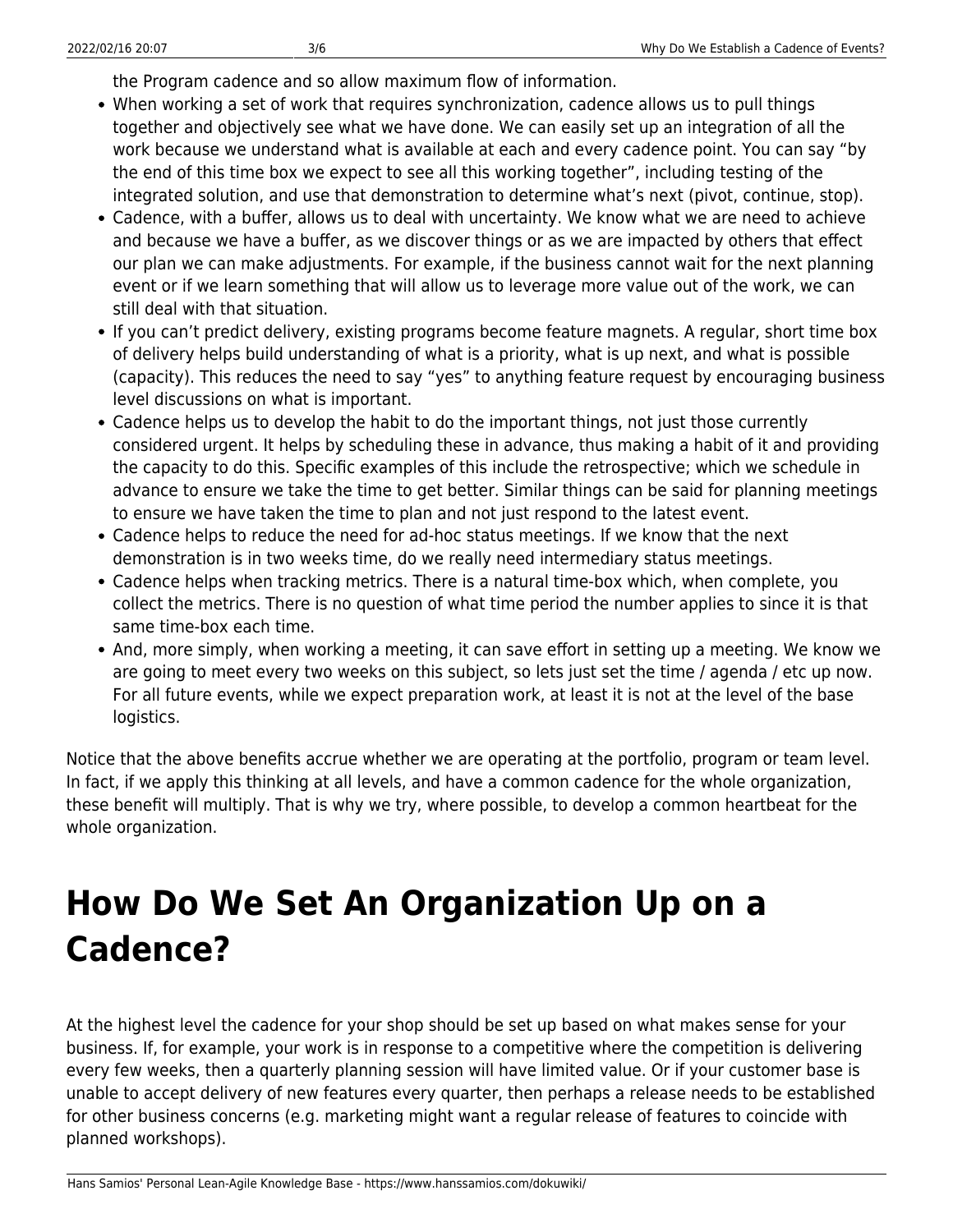the Program cadence and so allow maximum flow of information.

- When working a set of work that requires synchronization, cadence allows us to pull things together and objectively see what we have done. We can easily set up an integration of all the work because we understand what is available at each and every cadence point. You can say “by the end of this time box we expect to see all this working together”, including testing of the integrated solution, and use that demonstration to determine what’s next (pivot, continue, stop).
- Cadence, with a buffer, allows us to deal with uncertainty. We know what we are need to achieve and because we have a buffer, as we discover things or as we are impacted by others that effect our plan we can make adjustments. For example, if the business cannot wait for the next planning event or if we learn something that will allow us to leverage more value out of the work, we can still deal with that situation.
- If you can’t predict delivery, existing programs become feature magnets. A regular, short time box of delivery helps build understanding of what is a priority, what is up next, and what is possible (capacity). This reduces the need to say “yes” to anything feature request by encouraging business level discussions on what is important.
- Cadence helps us to develop the habit to do the important things, not just those currently considered urgent. It helps by scheduling these in advance, thus making a habit of it and providing the capacity to do this. Specific examples of this include the retrospective; which we schedule in advance to ensure we take the time to get better. Similar things can be said for planning meetings to ensure we have taken the time to plan and not just respond to the latest event.
- Cadence helps to reduce the need for ad-hoc status meetings. If we know that the next demonstration is in two weeks time, do we really need intermediary status meetings.
- Cadence helps when tracking metrics. There is a natural time-box which, when complete, you collect the metrics. There is no question of what time period the number applies to since it is that same time-box each time.
- And, more simply, when working a meeting, it can save effort in setting up a meeting. We know we are going to meet every two weeks on this subject, so lets just set the time / agenda / etc up now. For all future events, while we expect preparation work, at least it is not at the level of the base logistics.

Notice that the above benefits accrue whether we are operating at the portfolio, program or team level. In fact, if we apply this thinking at all levels, and have a common cadence for the whole organization, these benefit will multiply. That is why we try, where possible, to develop a common heartbeat for the whole organization.

# How Do We Set An Organization Up on a Cadence?

At the highest level the cadence for your shop should be set up based on what makes sense for your business. If, for example, your work is in response to a competitive where the competition is delivering every few weeks, then a quarterly planning session will have limited value. Or if your customer base is unable to accept delivery of new features every quarter, then perhaps a release needs to be established for other business concerns (e.g. marketing might want a regular release of features to coincide with planned workshops).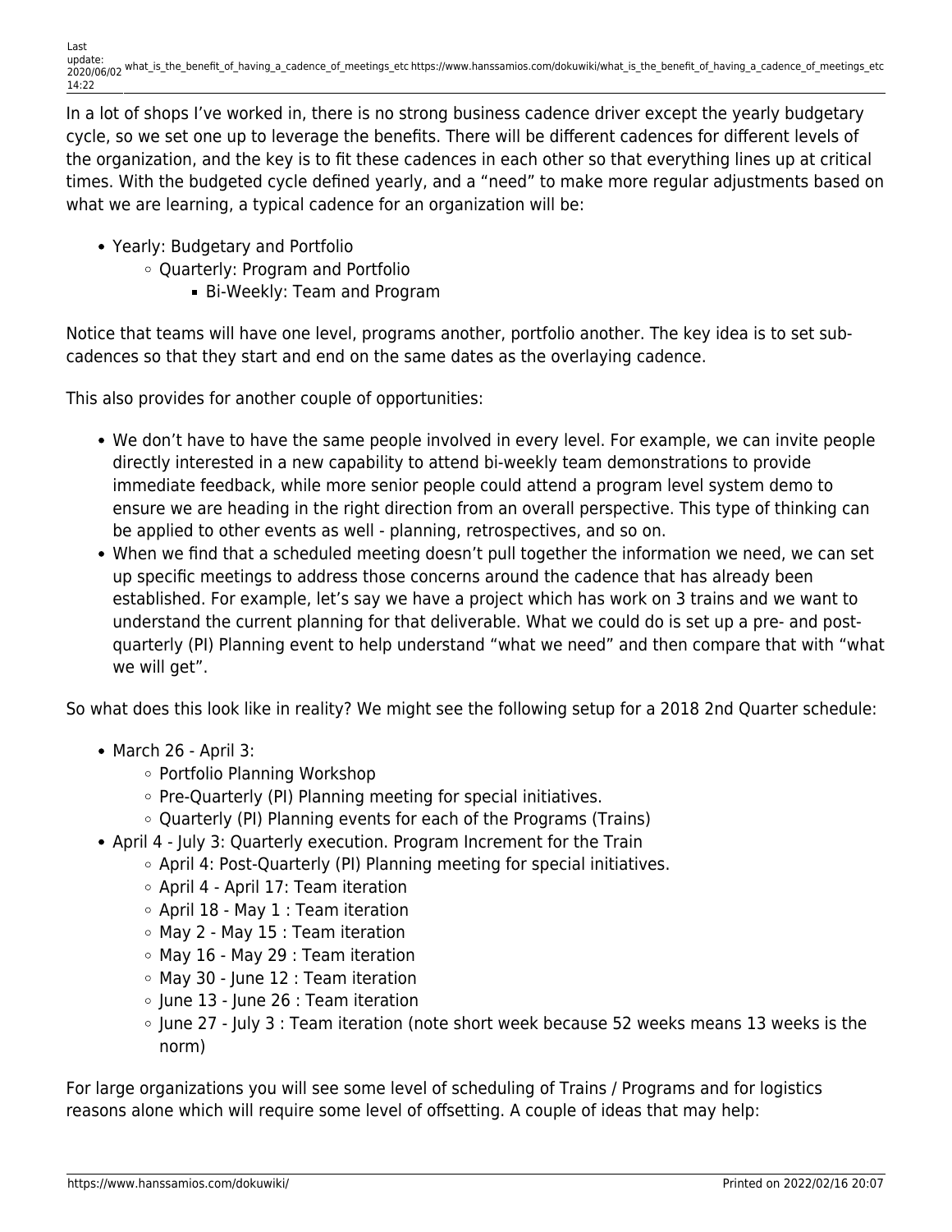In a lot of shops I've worked in, there is no strong business cadence driver except the yearly budgetary cycle, so we set one up to leverage the benefits. There will be different cadences for different levels of the organization, and the key is to fit these cadences in each other so that everything lines up at critical times. With the budgeted cycle defined yearly, and a "need" to make more regular adjustments based on what we are learning, a typical cadence for an organization will be:

- Yearly: Budgetary and Portfolio
  - Quarterly: Program and Portfolio
    - Bi-Weekly: Team and Program

Notice that teams will have one level, programs another, portfolio another. The key idea is to set sub-cadences so that they start and end on the same dates as the overlaying cadence.

This also provides for another couple of opportunities:

- We don't have to have the same people involved in every level. For example, we can invite people directly interested in a new capability to attend bi-weekly team demonstrations to provide immediate feedback, while more senior people could attend a program level system demo to ensure we are heading in the right direction from an overall perspective. This type of thinking can be applied to other events as well - planning, retrospectives, and so on.
- When we find that a scheduled meeting doesn't pull together the information we need, we can set up specific meetings to address those concerns around the cadence that has already been established. For example, let's say we have a project which has work on 3 trains and we want to understand the current planning for that deliverable. What we could do is set up a pre- and post-quarterly (PI) Planning event to help understand "what we need" and then compare that with "what we will get".

So what does this look like in reality? We might see the following setup for a 2018 2nd Quarter schedule:

- March 26 - April 3:
  - Portfolio Planning Workshop
  - Pre-Quarterly (PI) Planning meeting for special initiatives.
  - Quarterly (PI) Planning events for each of the Programs (Trains)
- April 4 - July 3: Quarterly execution. Program Increment for the Train
  - April 4: Post-Quarterly (PI) Planning meeting for special initiatives.
  - April 4 - April 17: Team iteration
  - April 18 - May 1 : Team iteration
  - May 2 - May 15 : Team iteration
  - May 16 - May 29 : Team iteration
  - May 30 - June 12 : Team iteration
  - June 13 - June 26 : Team iteration
  - June 27 - July 3 : Team iteration (note short week because 52 weeks means 13 weeks is the norm)

For large organizations you will see some level of scheduling of Trains / Programs and for logistics reasons alone which will require some level of offsetting. A couple of ideas that may help: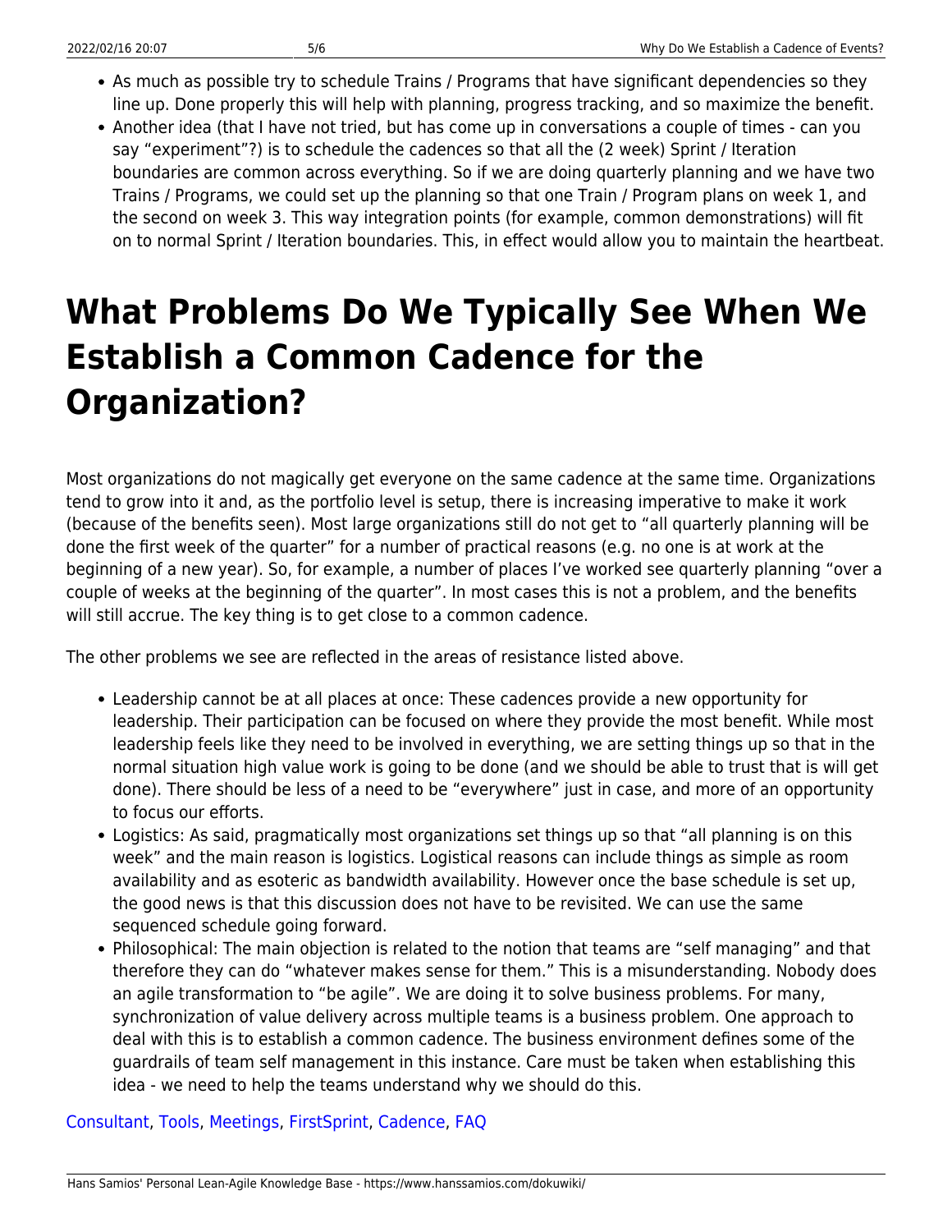- As much as possible try to schedule Trains / Programs that have significant dependencies so they line up. Done properly this will help with planning, progress tracking, and so maximize the benefit.
- Another idea (that I have not tried, but has come up in conversations a couple of times - can you say "experiment"?) is to schedule the cadences so that all the (2 week) Sprint / Iteration boundaries are common across everything. So if we are doing quarterly planning and we have two Trains / Programs, we could set up the planning so that one Train / Program plans on week 1, and the second on week 3. This way integration points (for example, common demonstrations) will fit on to normal Sprint / Iteration boundaries. This, in effect would allow you to maintain the heartbeat.

# What Problems Do We Typically See When We Establish a Common Cadence for the Organization?

Most organizations do not magically get everyone on the same cadence at the same time. Organizations tend to grow into it and, as the portfolio level is setup, there is increasing imperative to make it work (because of the benefits seen). Most large organizations still do not get to "all quarterly planning will be done the first week of the quarter" for a number of practical reasons (e.g. no one is at work at the beginning of a new year). So, for example, a number of places I've worked see quarterly planning "over a couple of weeks at the beginning of the quarter". In most cases this is not a problem, and the benefits will still accrue. The key thing is to get close to a common cadence.

The other problems we see are reflected in the areas of resistance listed above.

- Leadership cannot be at all places at once: These cadences provide a new opportunity for leadership. Their participation can be focused on where they provide the most benefit. While most leadership feels like they need to be involved in everything, we are setting things up so that in the normal situation high value work is going to be done (and we should be able to trust that is will get done). There should be less of a need to be "everywhere" just in case, and more of an opportunity to focus our efforts.
- Logistics: As said, pragmatically most organizations set things up so that "all planning is on this week" and the main reason is logistics. Logistical reasons can include things as simple as room availability and as esoteric as bandwidth availability. However once the base schedule is set up, the good news is that this discussion does not have to be revisited. We can use the same sequenced schedule going forward.
- Philosophical: The main objection is related to the notion that teams are "self managing" and that therefore they can do "whatever makes sense for them." This is a misunderstanding. Nobody does an agile transformation to "be agile". We are doing it to solve business problems. For many, synchronization of value delivery across multiple teams is a business problem. One approach to deal with this is to establish a common cadence. The business environment defines some of the guardrails of team self management in this instance. Care must be taken when establishing this idea - we need to help the teams understand why we should do this.

Consultant, Tools, Meetings, FirstSprint, Cadence, FAQ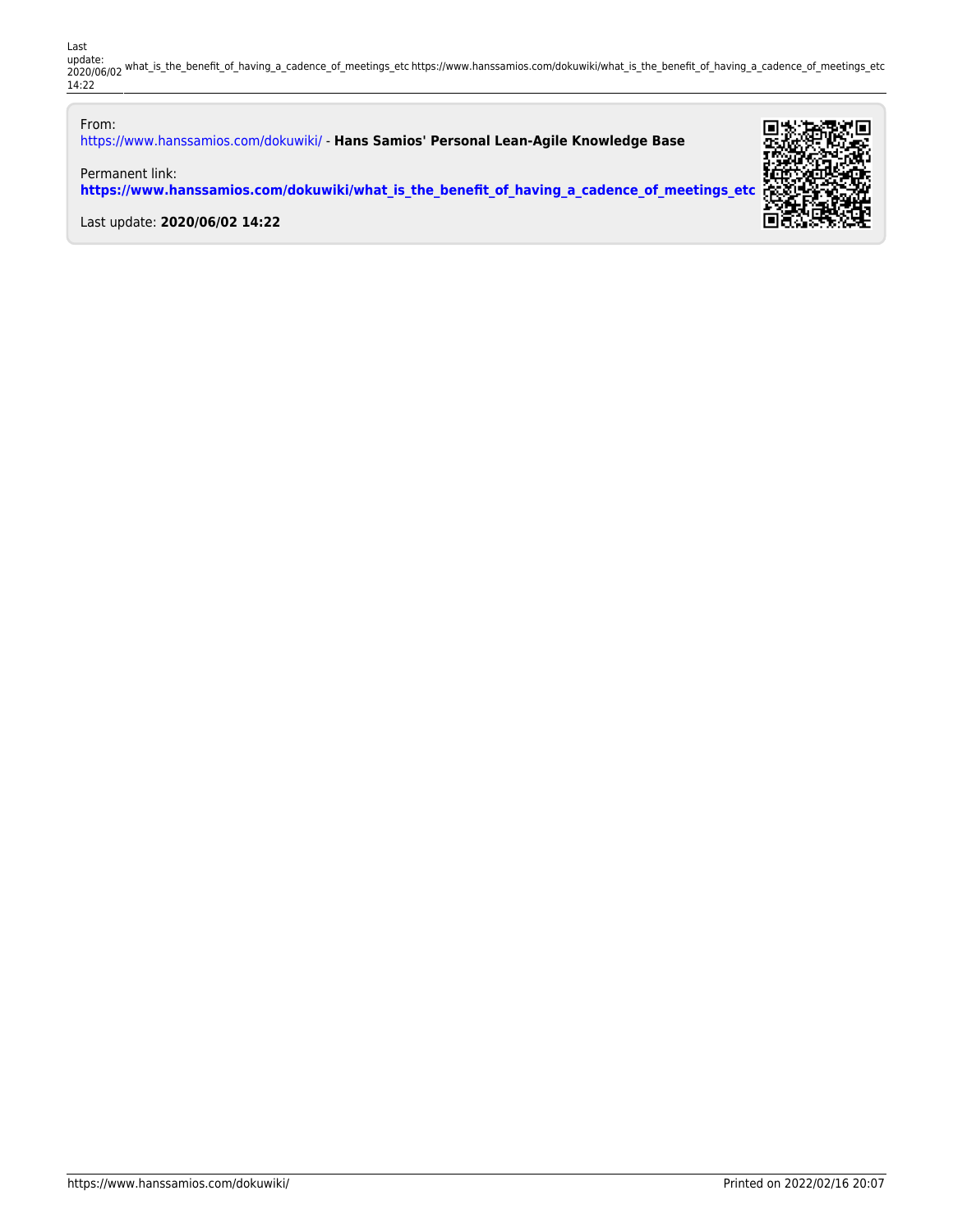From:
https://www.hanssamios.com/dokuwiki/ - **Hans Samios' Personal Lean-Agile Knowledge Base**

Permanent link:
**https://www.hanssamios.com/dokuwiki/what_is_the_benefit_of_having_a_cadence_of_meetings_etc**

Last update: **2020/06/02 14:22**